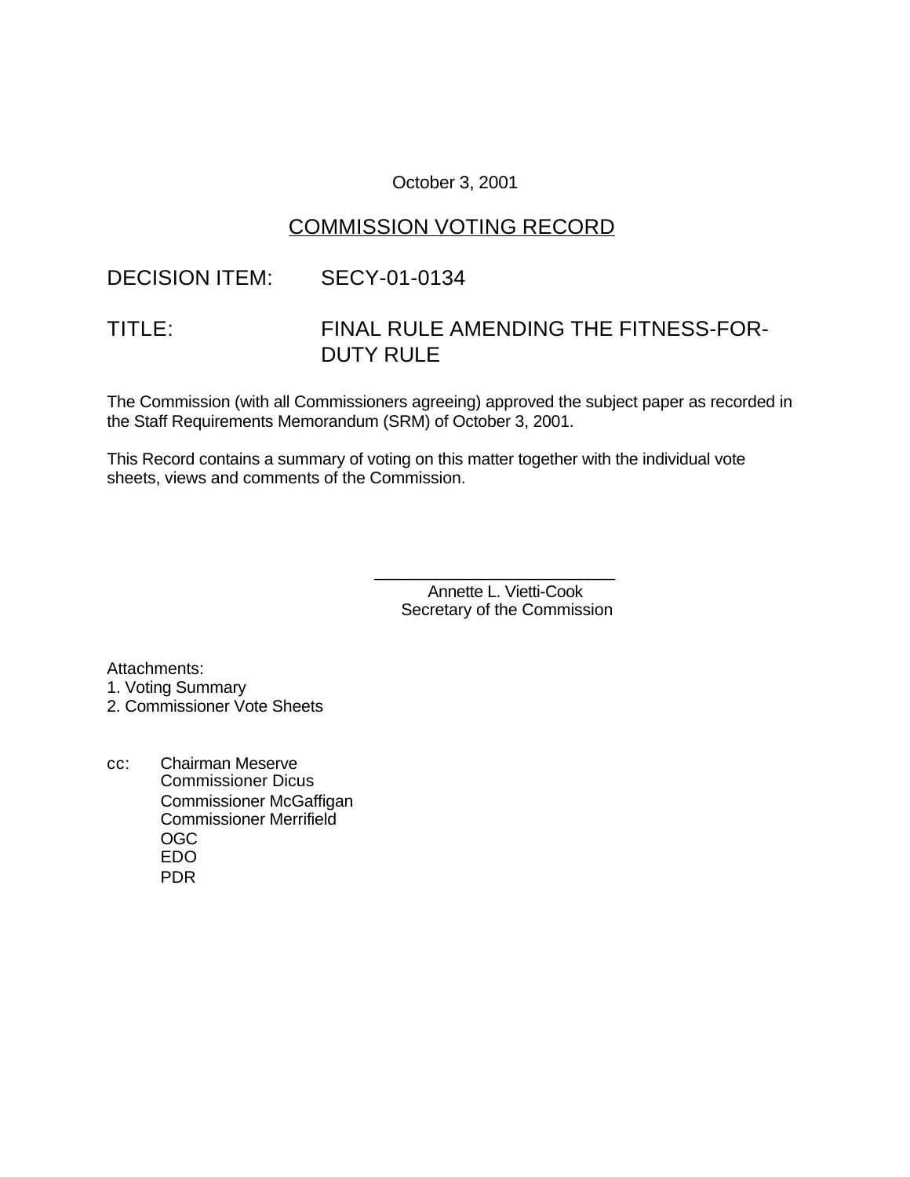October 3, 2001

# COMMISSION VOTING RECORD

DECISION ITEM: SECY-01-0134

TITLE: FINAL RULE AMENDING THE FITNESS-FOR-DUTY RULE

The Commission (with all Commissioners agreeing) approved the subject paper as recorded in the Staff Requirements Memorandum (SRM) of October 3, 2001.

This Record contains a summary of voting on this matter together with the individual vote sheets, views and comments of the Commission.

\_\_\_\_\_\_\_\_\_\_\_\_\_\_\_\_\_\_\_\_\_\_\_\_\_\_\_
Annette L. Vietti-Cook
Secretary of the Commission

Attachments:
1. Voting Summary
2. Commissioner Vote Sheets

cc: Chairman Meserve
Commissioner Dicus
Commissioner McGaffigan
Commissioner Merrifield
OGC
EDO
PDR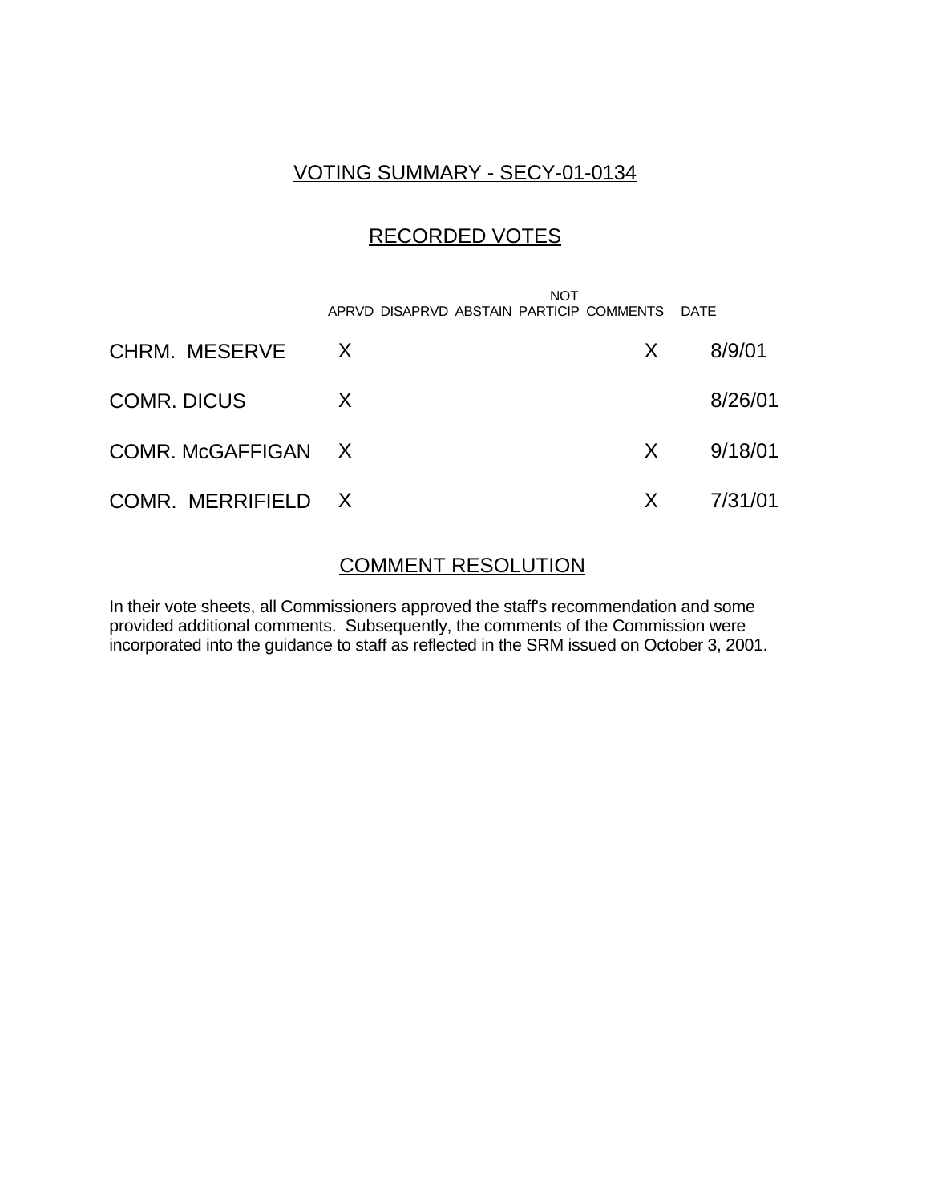## VOTING SUMMARY - SECY-01-0134

## RECORDED VOTES

| | APRVD | DISAPRVD | ABSTAIN | NOT PARTICIP | COMMENTS | DATE |
|---|---|---|---|---|---|---|
| CHRM. MESERVE | X | | | | X | 8/9/01 |
| COMR. DICUS | X | | | | | 8/26/01 |
| COMR. McGAFFIGAN | X | | | | X | 9/18/01 |
| COMR. MERRIFIELD | X | | | | X | 7/31/01 |

## COMMENT RESOLUTION

In their vote sheets, all Commissioners approved the staff's recommendation and some provided additional comments. Subsequently, the comments of the Commission were incorporated into the guidance to staff as reflected in the SRM issued on October 3, 2001.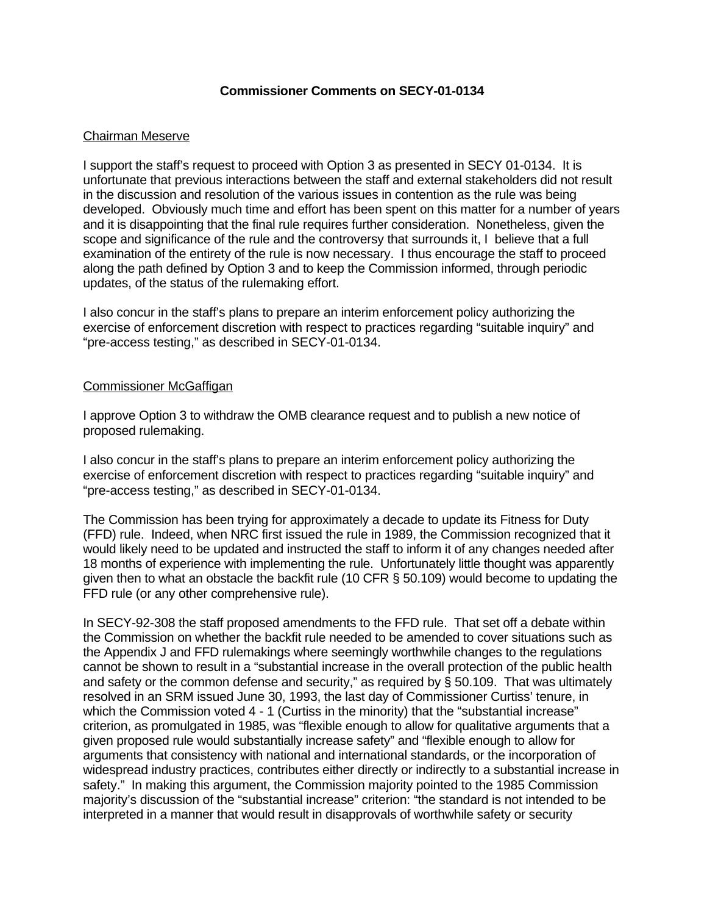**Commissioner Comments on SECY-01-0134**

Chairman Meserve

I support the staff's request to proceed with Option 3 as presented in SECY 01-0134. It is unfortunate that previous interactions between the staff and external stakeholders did not result in the discussion and resolution of the various issues in contention as the rule was being developed. Obviously much time and effort has been spent on this matter for a number of years and it is disappointing that the final rule requires further consideration. Nonetheless, given the scope and significance of the rule and the controversy that surrounds it, I believe that a full examination of the entirety of the rule is now necessary. I thus encourage the staff to proceed along the path defined by Option 3 and to keep the Commission informed, through periodic updates, of the status of the rulemaking effort.

I also concur in the staff's plans to prepare an interim enforcement policy authorizing the exercise of enforcement discretion with respect to practices regarding "suitable inquiry" and "pre-access testing," as described in SECY-01-0134.

Commissioner McGaffigan

I approve Option 3 to withdraw the OMB clearance request and to publish a new notice of proposed rulemaking.

I also concur in the staff's plans to prepare an interim enforcement policy authorizing the exercise of enforcement discretion with respect to practices regarding "suitable inquiry" and "pre-access testing," as described in SECY-01-0134.

The Commission has been trying for approximately a decade to update its Fitness for Duty (FFD) rule. Indeed, when NRC first issued the rule in 1989, the Commission recognized that it would likely need to be updated and instructed the staff to inform it of any changes needed after 18 months of experience with implementing the rule. Unfortunately little thought was apparently given then to what an obstacle the backfit rule (10 CFR § 50.109) would become to updating the FFD rule (or any other comprehensive rule).

In SECY-92-308 the staff proposed amendments to the FFD rule. That set off a debate within the Commission on whether the backfit rule needed to be amended to cover situations such as the Appendix J and FFD rulemakings where seemingly worthwhile changes to the regulations cannot be shown to result in a "substantial increase in the overall protection of the public health and safety or the common defense and security," as required by § 50.109. That was ultimately resolved in an SRM issued June 30, 1993, the last day of Commissioner Curtiss' tenure, in which the Commission voted 4 - 1 (Curtiss in the minority) that the "substantial increase" criterion, as promulgated in 1985, was "flexible enough to allow for qualitative arguments that a given proposed rule would substantially increase safety" and "flexible enough to allow for arguments that consistency with national and international standards, or the incorporation of widespread industry practices, contributes either directly or indirectly to a substantial increase in safety." In making this argument, the Commission majority pointed to the 1985 Commission majority's discussion of the "substantial increase" criterion: "the standard is not intended to be interpreted in a manner that would result in disapprovals of worthwhile safety or security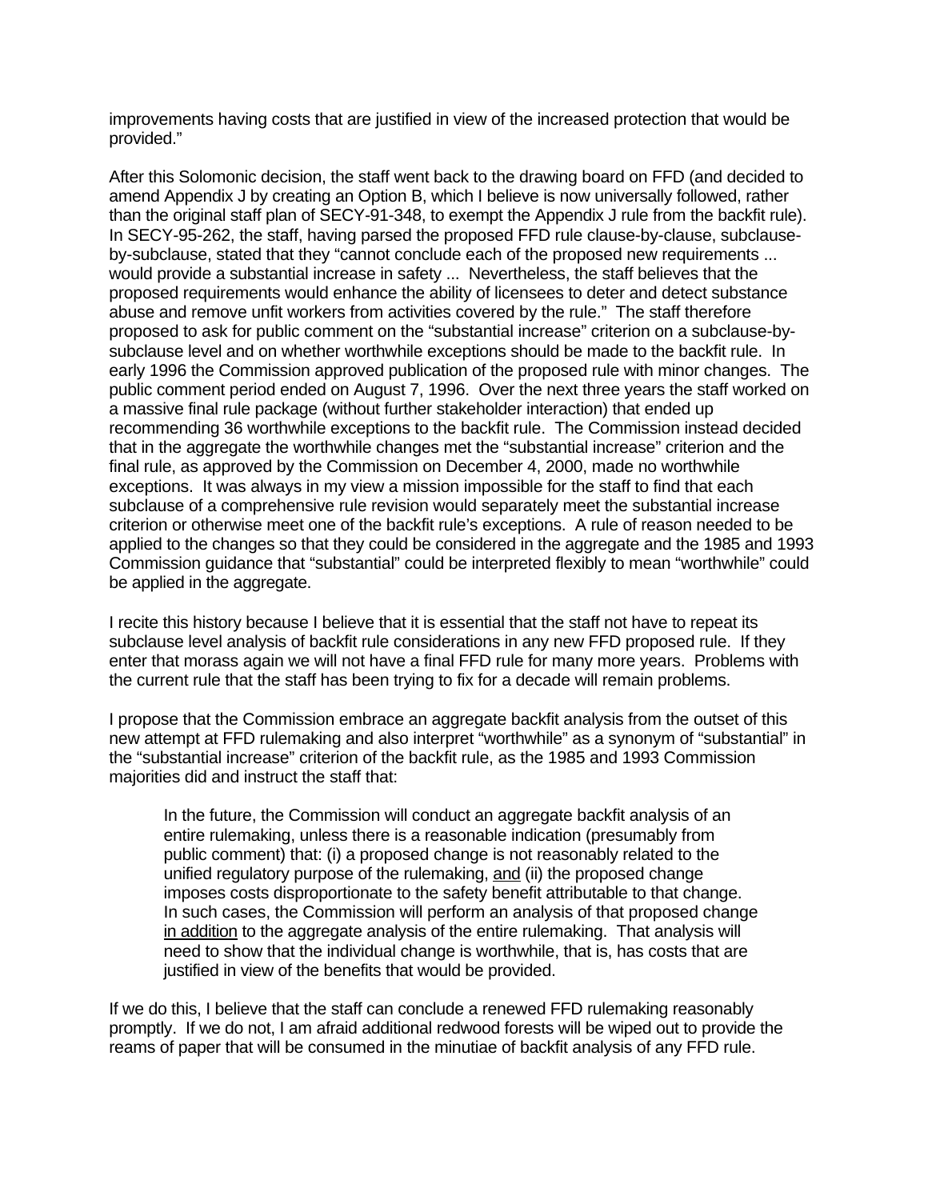improvements having costs that are justified in view of the increased protection that would be provided."

After this Solomonic decision, the staff went back to the drawing board on FFD (and decided to amend Appendix J by creating an Option B, which I believe is now universally followed, rather than the original staff plan of SECY-91-348, to exempt the Appendix J rule from the backfit rule). In SECY-95-262, the staff, having parsed the proposed FFD rule clause-by-clause, subclause-by-subclause, stated that they "cannot conclude each of the proposed new requirements ... would provide a substantial increase in safety ... Nevertheless, the staff believes that the proposed requirements would enhance the ability of licensees to deter and detect substance abuse and remove unfit workers from activities covered by the rule." The staff therefore proposed to ask for public comment on the "substantial increase" criterion on a subclause-by-subclause level and on whether worthwhile exceptions should be made to the backfit rule. In early 1996 the Commission approved publication of the proposed rule with minor changes. The public comment period ended on August 7, 1996. Over the next three years the staff worked on a massive final rule package (without further stakeholder interaction) that ended up recommending 36 worthwhile exceptions to the backfit rule. The Commission instead decided that in the aggregate the worthwhile changes met the "substantial increase" criterion and the final rule, as approved by the Commission on December 4, 2000, made no worthwhile exceptions. It was always in my view a mission impossible for the staff to find that each subclause of a comprehensive rule revision would separately meet the substantial increase criterion or otherwise meet one of the backfit rule's exceptions. A rule of reason needed to be applied to the changes so that they could be considered in the aggregate and the 1985 and 1993 Commission guidance that "substantial" could be interpreted flexibly to mean "worthwhile" could be applied in the aggregate.

I recite this history because I believe that it is essential that the staff not have to repeat its subclause level analysis of backfit rule considerations in any new FFD proposed rule. If they enter that morass again we will not have a final FFD rule for many more years. Problems with the current rule that the staff has been trying to fix for a decade will remain problems.

I propose that the Commission embrace an aggregate backfit analysis from the outset of this new attempt at FFD rulemaking and also interpret "worthwhile" as a synonym of "substantial" in the "substantial increase" criterion of the backfit rule, as the 1985 and 1993 Commission majorities did and instruct the staff that:

> In the future, the Commission will conduct an aggregate backfit analysis of an entire rulemaking, unless there is a reasonable indication (presumably from public comment) that: (i) a proposed change is not reasonably related to the unified regulatory purpose of the rulemaking, <u>and</u> (ii) the proposed change imposes costs disproportionate to the safety benefit attributable to that change. In such cases, the Commission will perform an analysis of that proposed change <u>in addition</u> to the aggregate analysis of the entire rulemaking. That analysis will need to show that the individual change is worthwhile, that is, has costs that are justified in view of the benefits that would be provided.

If we do this, I believe that the staff can conclude a renewed FFD rulemaking reasonably promptly. If we do not, I am afraid additional redwood forests will be wiped out to provide the reams of paper that will be consumed in the minutiae of backfit analysis of any FFD rule.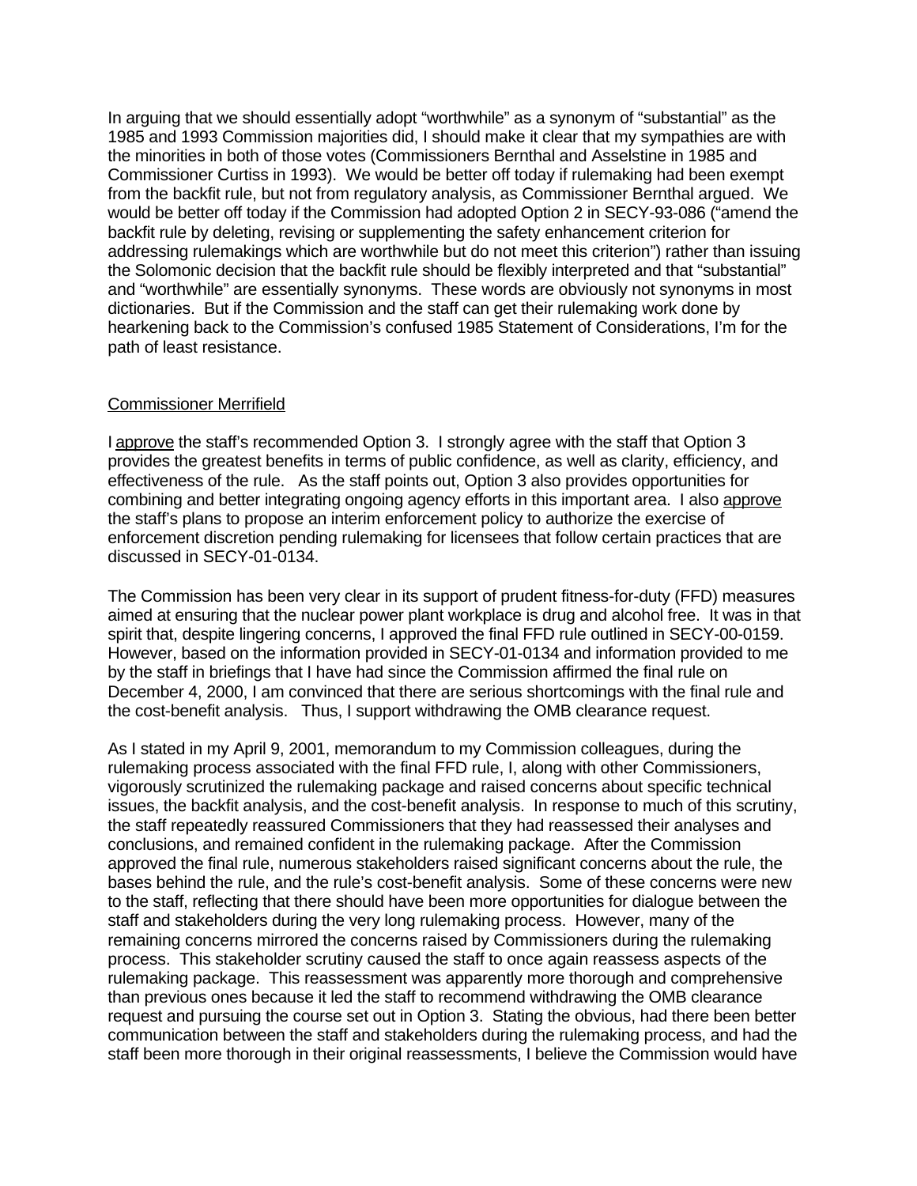In arguing that we should essentially adopt "worthwhile" as a synonym of "substantial" as the 1985 and 1993 Commission majorities did, I should make it clear that my sympathies are with the minorities in both of those votes (Commissioners Bernthal and Asselstine in 1985 and Commissioner Curtiss in 1993). We would be better off today if rulemaking had been exempt from the backfit rule, but not from regulatory analysis, as Commissioner Bernthal argued. We would be better off today if the Commission had adopted Option 2 in SECY-93-086 ("amend the backfit rule by deleting, revising or supplementing the safety enhancement criterion for addressing rulemakings which are worthwhile but do not meet this criterion") rather than issuing the Solomonic decision that the backfit rule should be flexibly interpreted and that "substantial" and "worthwhile" are essentially synonyms. These words are obviously not synonyms in most dictionaries. But if the Commission and the staff can get their rulemaking work done by hearkening back to the Commission's confused 1985 Statement of Considerations, I'm for the path of least resistance.

<u>Commissioner Merrifield</u>

I <u>approve</u> the staff's recommended Option 3. I strongly agree with the staff that Option 3 provides the greatest benefits in terms of public confidence, as well as clarity, efficiency, and effectiveness of the rule. As the staff points out, Option 3 also provides opportunities for combining and better integrating ongoing agency efforts in this important area. I also <u>approve</u> the staff's plans to propose an interim enforcement policy to authorize the exercise of enforcement discretion pending rulemaking for licensees that follow certain practices that are discussed in SECY-01-0134.

The Commission has been very clear in its support of prudent fitness-for-duty (FFD) measures aimed at ensuring that the nuclear power plant workplace is drug and alcohol free. It was in that spirit that, despite lingering concerns, I approved the final FFD rule outlined in SECY-00-0159. However, based on the information provided in SECY-01-0134 and information provided to me by the staff in briefings that I have had since the Commission affirmed the final rule on December 4, 2000, I am convinced that there are serious shortcomings with the final rule and the cost-benefit analysis. Thus, I support withdrawing the OMB clearance request.

As I stated in my April 9, 2001, memorandum to my Commission colleagues, during the rulemaking process associated with the final FFD rule, I, along with other Commissioners, vigorously scrutinized the rulemaking package and raised concerns about specific technical issues, the backfit analysis, and the cost-benefit analysis. In response to much of this scrutiny, the staff repeatedly reassured Commissioners that they had reassessed their analyses and conclusions, and remained confident in the rulemaking package. After the Commission approved the final rule, numerous stakeholders raised significant concerns about the rule, the bases behind the rule, and the rule's cost-benefit analysis. Some of these concerns were new to the staff, reflecting that there should have been more opportunities for dialogue between the staff and stakeholders during the very long rulemaking process. However, many of the remaining concerns mirrored the concerns raised by Commissioners during the rulemaking process. This stakeholder scrutiny caused the staff to once again reassess aspects of the rulemaking package. This reassessment was apparently more thorough and comprehensive than previous ones because it led the staff to recommend withdrawing the OMB clearance request and pursuing the course set out in Option 3. Stating the obvious, had there been better communication between the staff and stakeholders during the rulemaking process, and had the staff been more thorough in their original reassessments, I believe the Commission would have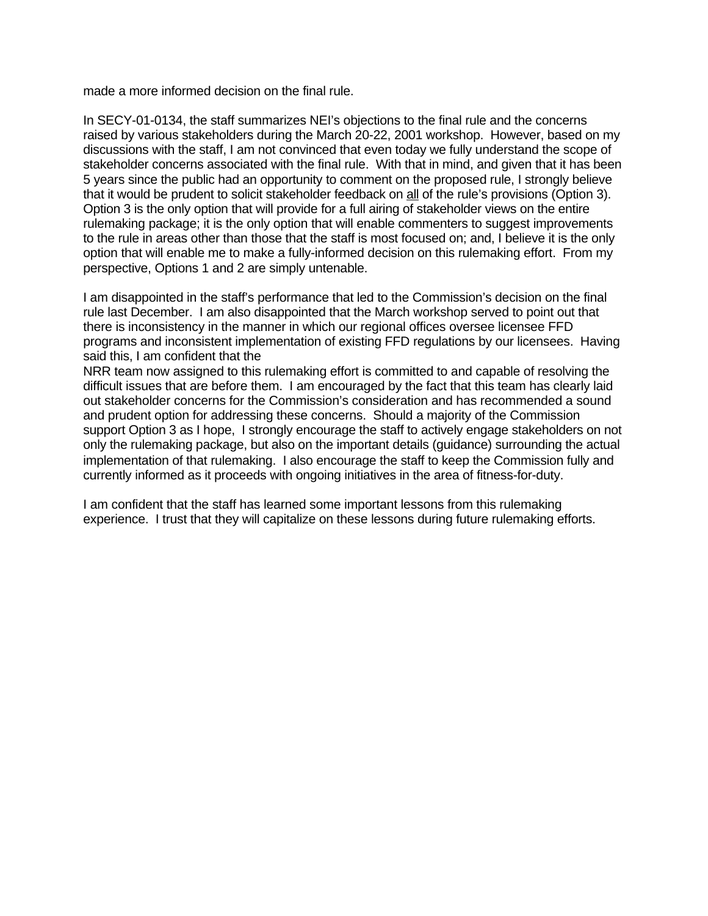made a more informed decision on the final rule.

In SECY-01-0134, the staff summarizes NEI's objections to the final rule and the concerns raised by various stakeholders during the March 20-22, 2001 workshop. However, based on my discussions with the staff, I am not convinced that even today we fully understand the scope of stakeholder concerns associated with the final rule. With that in mind, and given that it has been 5 years since the public had an opportunity to comment on the proposed rule, I strongly believe that it would be prudent to solicit stakeholder feedback on <u>all</u> of the rule's provisions (Option 3). Option 3 is the only option that will provide for a full airing of stakeholder views on the entire rulemaking package; it is the only option that will enable commenters to suggest improvements to the rule in areas other than those that the staff is most focused on; and, I believe it is the only option that will enable me to make a fully-informed decision on this rulemaking effort. From my perspective, Options 1 and 2 are simply untenable.

I am disappointed in the staff's performance that led to the Commission's decision on the final rule last December. I am also disappointed that the March workshop served to point out that there is inconsistency in the manner in which our regional offices oversee licensee FFD programs and inconsistent implementation of existing FFD regulations by our licensees. Having said this, I am confident that the NRR team now assigned to this rulemaking effort is committed to and capable of resolving the difficult issues that are before them. I am encouraged by the fact that this team has clearly laid out stakeholder concerns for the Commission's consideration and has recommended a sound and prudent option for addressing these concerns. Should a majority of the Commission support Option 3 as I hope, I strongly encourage the staff to actively engage stakeholders on not only the rulemaking package, but also on the important details (guidance) surrounding the actual implementation of that rulemaking. I also encourage the staff to keep the Commission fully and currently informed as it proceeds with ongoing initiatives in the area of fitness-for-duty.

I am confident that the staff has learned some important lessons from this rulemaking experience. I trust that they will capitalize on these lessons during future rulemaking efforts.